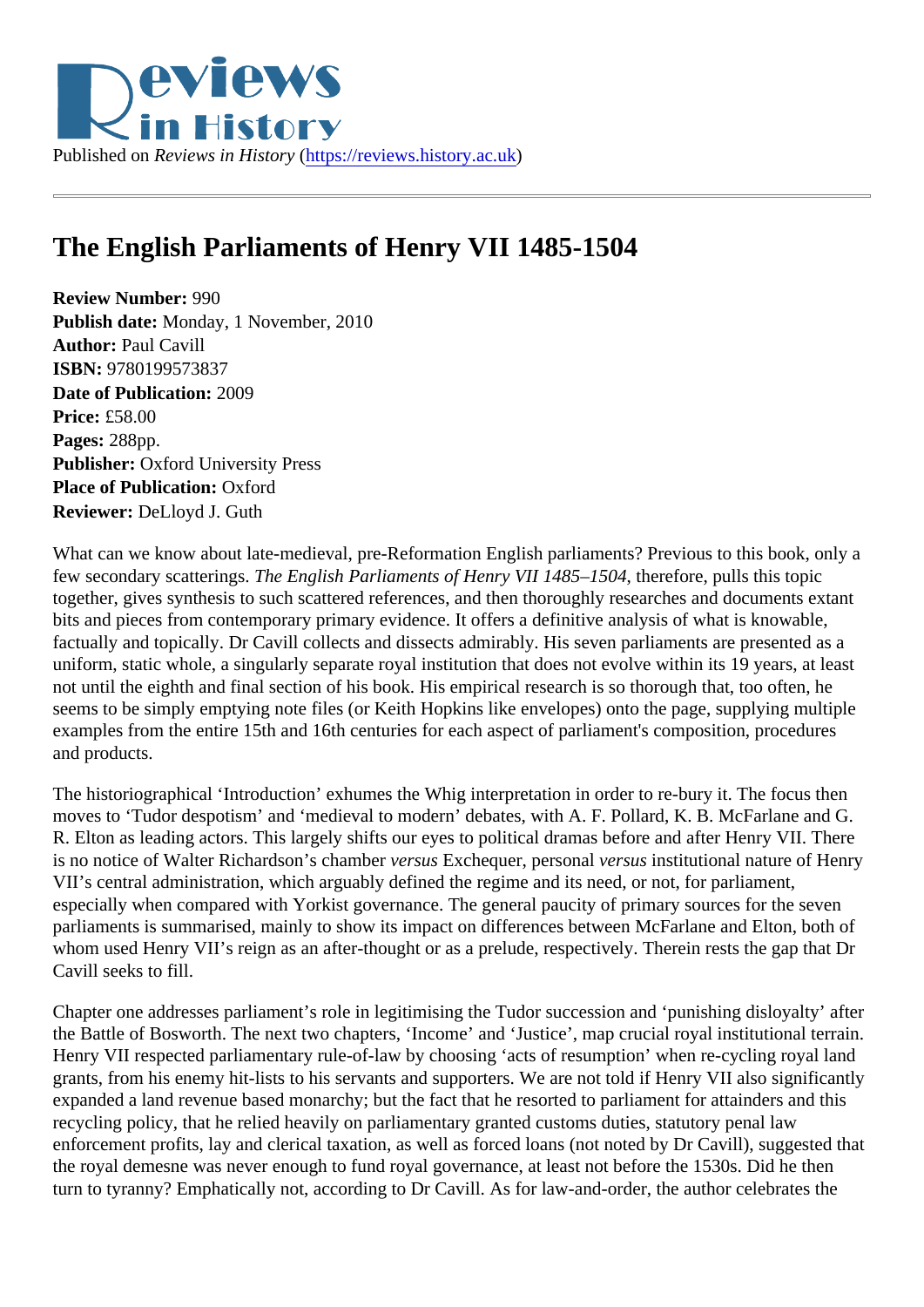Published on *Reviews in History* (https://reviews.history.ac.uk)

# The English Parliaments of Henry VII 1485-1504

**Review Number:** 990
**Publish date:** Monday, 1 November, 2010
**Author:** Paul Cavill
**ISBN:** 9780199573837
**Date of Publication:** 2009
**Price:** £58.00
**Pages:** 288pp.
**Publisher:** Oxford University Press
**Place of Publication:** Oxford
**Reviewer:** DeLloyd J. Guth

What can we know about late-medieval, pre-Reformation English parliaments? Previous to this book, only a few secondary scatterings. *The English Parliaments of Henry VII 1485–1504*, therefore, pulls this topic together, gives synthesis to such scattered references, and then thoroughly researches and documents extant bits and pieces from contemporary primary evidence. It offers a definitive analysis of what is knowable, factually and topically. Dr Cavill collects and dissects admirably. His seven parliaments are presented as a uniform, static whole, a singularly separate royal institution that does not evolve within its 19 years, at least not until the eighth and final section of his book. His empirical research is so thorough that, too often, he seems to be simply emptying note files (or Keith Hopkins like envelopes) onto the page, supplying multiple examples from the entire 15th and 16th centuries for each aspect of parliament's composition, procedures and products.

The historiographical 'Introduction' exhumes the Whig interpretation in order to re-bury it. The focus then moves to 'Tudor despotism' and 'medieval to modern' debates, with A. F. Pollard, K. B. McFarlane and G. R. Elton as leading actors. This largely shifts our eyes to political dramas before and after Henry VII. There is no notice of Walter Richardson's chamber *versus* Exchequer, personal *versus* institutional nature of Henry VII's central administration, which arguably defined the regime and its need, or not, for parliament, especially when compared with Yorkist governance. The general paucity of primary sources for the seven parliaments is summarised, mainly to show its impact on differences between McFarlane and Elton, both of whom used Henry VII's reign as an after-thought or as a prelude, respectively. Therein rests the gap that Dr Cavill seeks to fill.

Chapter one addresses parliament's role in legitimising the Tudor succession and 'punishing disloyalty' after the Battle of Bosworth. The next two chapters, 'Income' and 'Justice', map crucial royal institutional terrain. Henry VII respected parliamentary rule-of-law by choosing 'acts of resumption' when re-cycling royal land grants, from his enemy hit-lists to his servants and supporters. We are not told if Henry VII also significantly expanded a land revenue based monarchy; but the fact that he resorted to parliament for attainders and this recycling policy, that he relied heavily on parliamentary granted customs duties, statutory penal law enforcement profits, lay and clerical taxation, as well as forced loans (not noted by Dr Cavill), suggested that the royal demesne was never enough to fund royal governance, at least not before the 1530s. Did he then turn to tyranny? Emphatically not, according to Dr Cavill. As for law-and-order, the author celebrates the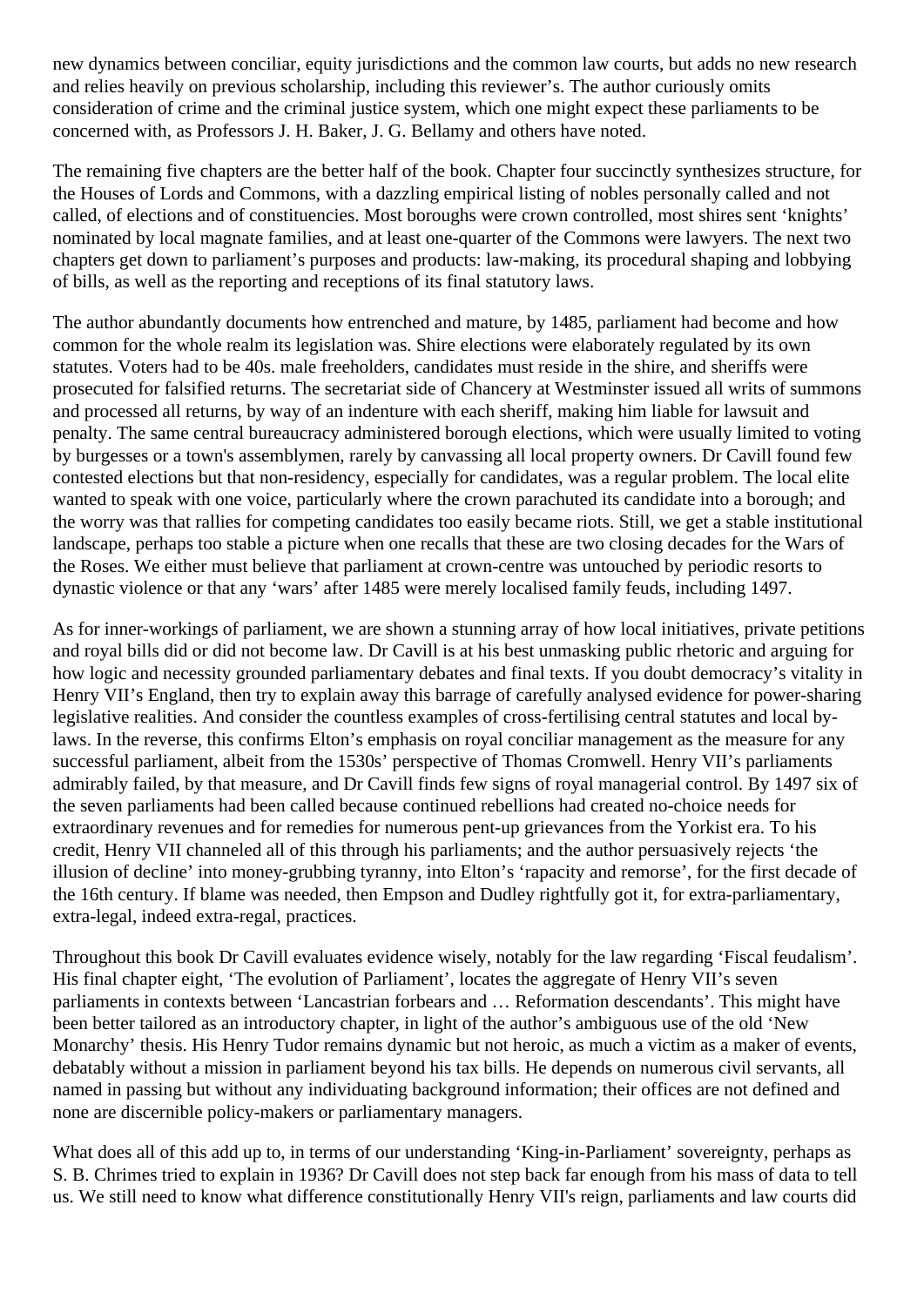new dynamics between conciliar, equity jurisdictions and the common law courts, but adds no new research and relies heavily on previous scholarship, including this reviewer's. The author curiously omits consideration of crime and the criminal justice system, which one might expect these parliaments to be concerned with, as Professors J. H. Baker, J. G. Bellamy and others have noted.

The remaining five chapters are the better half of the book. Chapter four succinctly synthesizes structure, for the Houses of Lords and Commons, with a dazzling empirical listing of nobles personally called and not called, of elections and of constituencies. Most boroughs were crown controlled, most shires sent 'knights' nominated by local magnate families, and at least one-quarter of the Commons were lawyers. The next two chapters get down to parliament's purposes and products: law-making, its procedural shaping and lobbying of bills, as well as the reporting and receptions of its final statutory laws.

The author abundantly documents how entrenched and mature, by 1485, parliament had become and how common for the whole realm its legislation was. Shire elections were elaborately regulated by its own statutes. Voters had to be 40s. male freeholders, candidates must reside in the shire, and sheriffs were prosecuted for falsified returns. The secretariat side of Chancery at Westminster issued all writs of summons and processed all returns, by way of an indenture with each sheriff, making him liable for lawsuit and penalty. The same central bureaucracy administered borough elections, which were usually limited to voting by burgesses or a town's assemblymen, rarely by canvassing all local property owners. Dr Cavill found few contested elections but that non-residency, especially for candidates, was a regular problem. The local elite wanted to speak with one voice, particularly where the crown parachuted its candidate into a borough; and the worry was that rallies for competing candidates too easily became riots. Still, we get a stable institutional landscape, perhaps too stable a picture when one recalls that these are two closing decades for the Wars of the Roses. We either must believe that parliament at crown-centre was untouched by periodic resorts to dynastic violence or that any 'wars' after 1485 were merely localised family feuds, including 1497.

As for inner-workings of parliament, we are shown a stunning array of how local initiatives, private petitions and royal bills did or did not become law. Dr Cavill is at his best unmasking public rhetoric and arguing for how logic and necessity grounded parliamentary debates and final texts. If you doubt democracy's vitality in Henry VII's England, then try to explain away this barrage of carefully analysed evidence for power-sharing legislative realities. And consider the countless examples of cross-fertilising central statutes and local by-laws. In the reverse, this confirms Elton's emphasis on royal conciliar management as the measure for any successful parliament, albeit from the 1530s' perspective of Thomas Cromwell. Henry VII's parliaments admirably failed, by that measure, and Dr Cavill finds few signs of royal managerial control. By 1497 six of the seven parliaments had been called because continued rebellions had created no-choice needs for extraordinary revenues and for remedies for numerous pent-up grievances from the Yorkist era. To his credit, Henry VII channeled all of this through his parliaments; and the author persuasively rejects 'the illusion of decline' into money-grubbing tyranny, into Elton's 'rapacity and remorse', for the first decade of the 16th century. If blame was needed, then Empson and Dudley rightfully got it, for extra-parliamentary, extra-legal, indeed extra-regal, practices.

Throughout this book Dr Cavill evaluates evidence wisely, notably for the law regarding 'Fiscal feudalism'. His final chapter eight, 'The evolution of Parliament', locates the aggregate of Henry VII's seven parliaments in contexts between 'Lancastrian forbears and … Reformation descendants'. This might have been better tailored as an introductory chapter, in light of the author's ambiguous use of the old 'New Monarchy' thesis. His Henry Tudor remains dynamic but not heroic, as much a victim as a maker of events, debatably without a mission in parliament beyond his tax bills. He depends on numerous civil servants, all named in passing but without any individuating background information; their offices are not defined and none are discernible policy-makers or parliamentary managers.

What does all of this add up to, in terms of our understanding 'King-in-Parliament' sovereignty, perhaps as S. B. Chrimes tried to explain in 1936? Dr Cavill does not step back far enough from his mass of data to tell us. We still need to know what difference constitutionally Henry VII's reign, parliaments and law courts did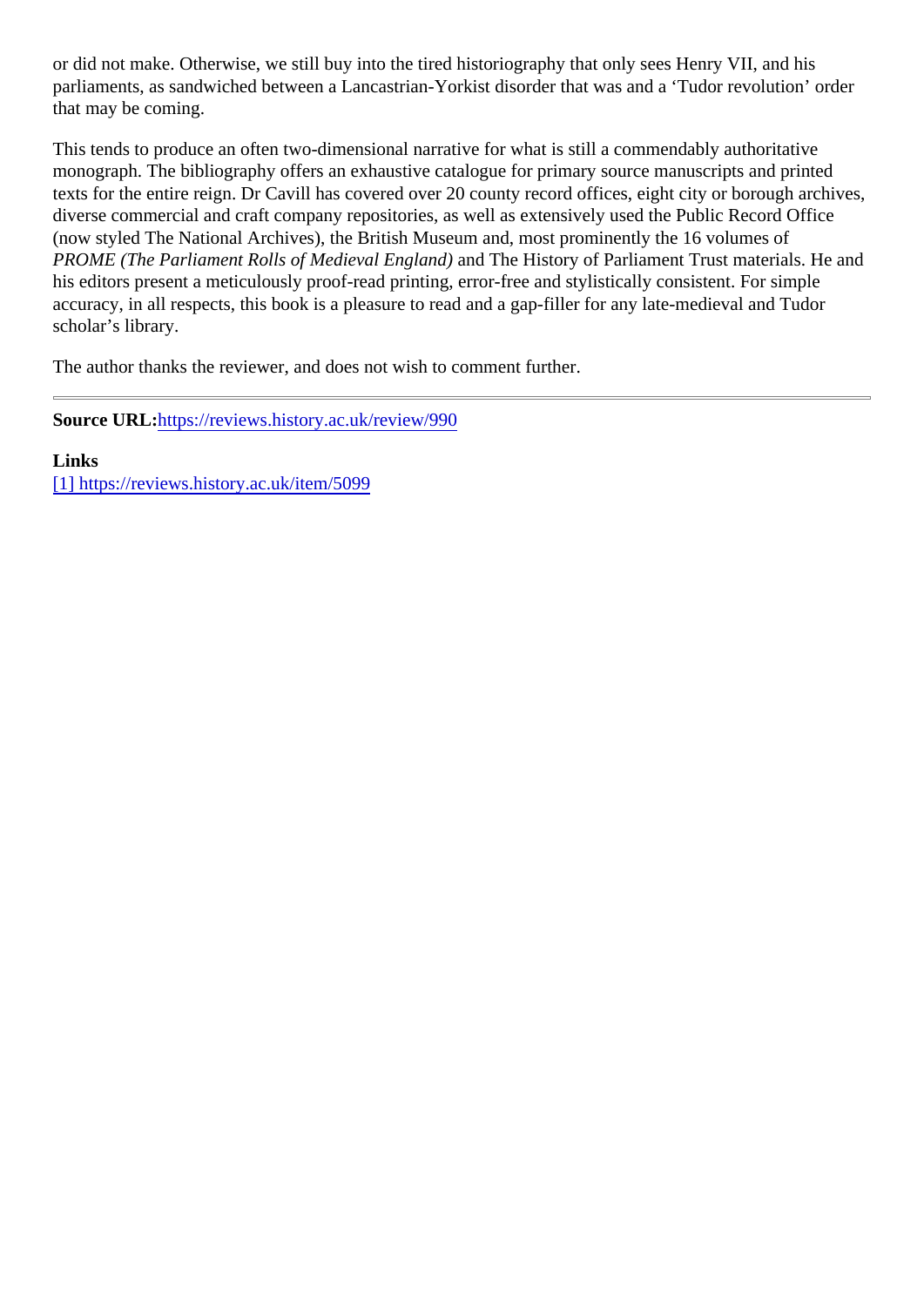or did not make. Otherwise, we still buy into the tired historiography that only sees Henry VII, and his parliaments, as sandwiched between a Lancastrian-Yorkist disorder that was and a 'Tudor revolution' order that may be coming.

This tends to produce an often two-dimensional narrative for what is still a commendably authoritative monograph. The bibliography offers an exhaustive catalogue for primary source manuscripts and printed texts for the entire reign. Dr Cavill has covered over 20 county record offices, eight city or borough archives, diverse commercial and craft company repositories, as well as extensively used the Public Record Office (now styled The National Archives), the British Museum and, most prominently the 16 volumes of *PROME (The Parliament Rolls of Medieval England)* and The History of Parliament Trust materials. He and his editors present a meticulously proof-read printing, error-free and stylistically consistent. For simple accuracy, in all respects, this book is a pleasure to read and a gap-filler for any late-medieval and Tudor scholar's library.

The author thanks the reviewer, and does not wish to comment further.

---

**Source URL:**https://reviews.history.ac.uk/review/990

**Links**
[1] https://reviews.history.ac.uk/item/5099